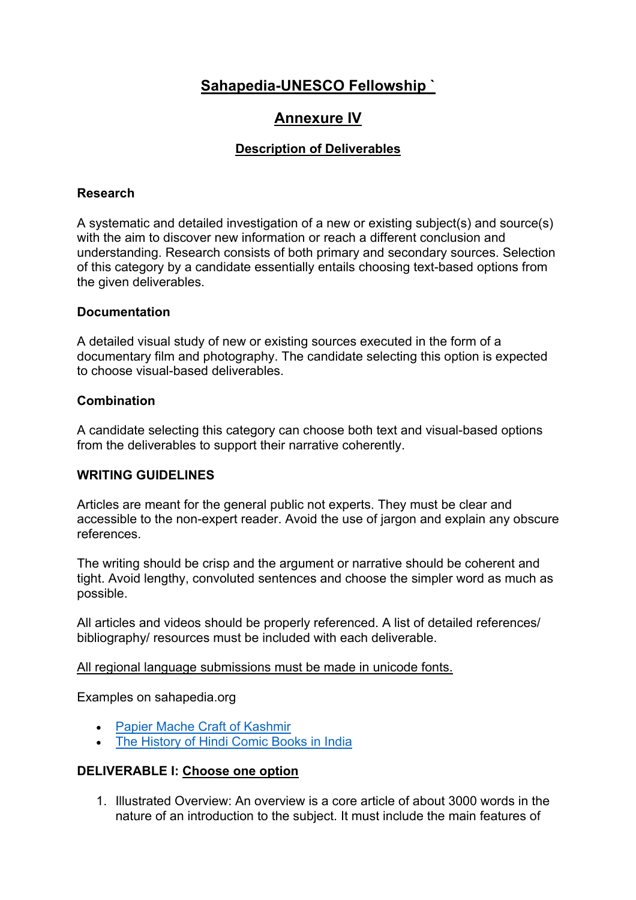# Sahapedia-UNESCO Fellowship `

## Annexure IV

### Description of Deliverables

**Research**

A systematic and detailed investigation of a new or existing subject(s) and source(s) with the aim to discover new information or reach a different conclusion and understanding. Research consists of both primary and secondary sources. Selection of this category by a candidate essentially entails choosing text-based options from the given deliverables.

**Documentation**

A detailed visual study of new or existing sources executed in the form of a documentary film and photography. The candidate selecting this option is expected to choose visual-based deliverables.

**Combination**

A candidate selecting this category can choose both text and visual-based options from the deliverables to support their narrative coherently.

**WRITING GUIDELINES**

Articles are meant for the general public not experts. They must be clear and accessible to the non-expert reader. Avoid the use of jargon and explain any obscure references.

The writing should be crisp and the argument or narrative should be coherent and tight. Avoid lengthy, convoluted sentences and choose the simpler word as much as possible.

All articles and videos should be properly referenced. A list of detailed references/ bibliography/ resources must be included with each deliverable.

All regional language submissions must be made in unicode fonts.

Examples on sahapedia.org

- Papier Mache Craft of Kashmir
- The History of Hindi Comic Books in India

**DELIVERABLE I: Choose one option**

1. Illustrated Overview: An overview is a core article of about 3000 words in the nature of an introduction to the subject. It must include the main features of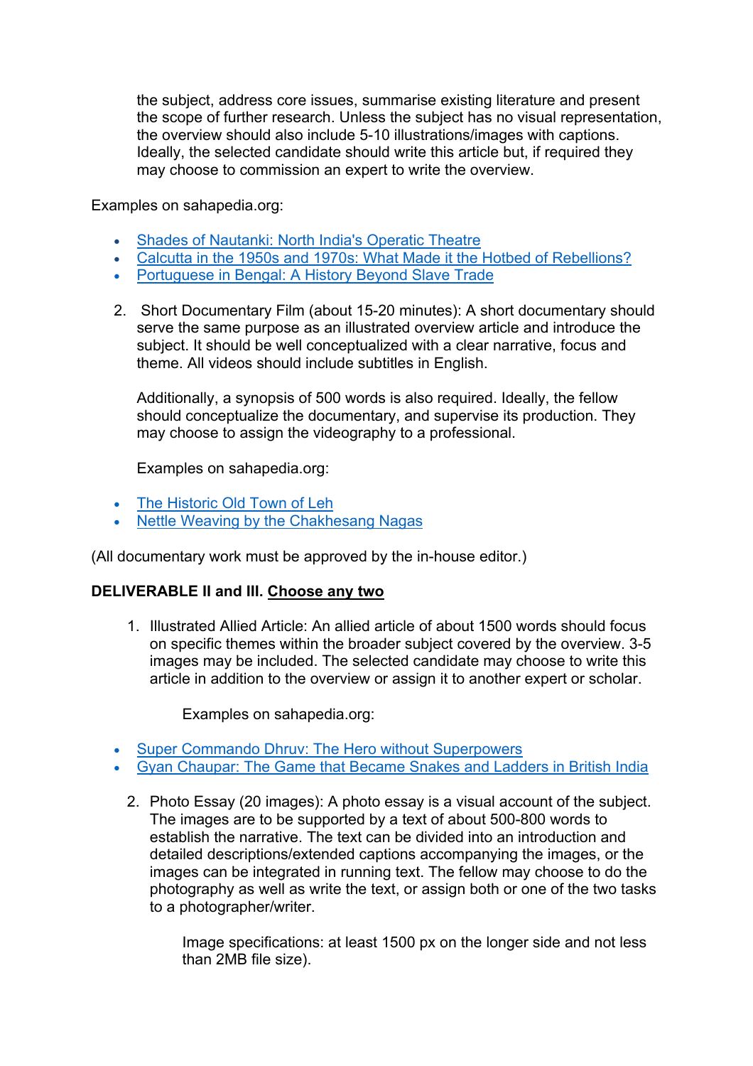the subject, address core issues, summarise existing literature and present the scope of further research. Unless the subject has no visual representation, the overview should also include 5-10 illustrations/images with captions. Ideally, the selected candidate should write this article but, if required they may choose to commission an expert to write the overview.

Examples on sahapedia.org:

- Shades of Nautanki: North India's Operatic Theatre
- Calcutta in the 1950s and 1970s: What Made it the Hotbed of Rebellions?
- Portuguese in Bengal: A History Beyond Slave Trade

2. Short Documentary Film (about 15-20 minutes): A short documentary should serve the same purpose as an illustrated overview article and introduce the subject. It should be well conceptualized with a clear narrative, focus and theme. All videos should include subtitles in English.

   Additionally, a synopsis of 500 words is also required. Ideally, the fellow should conceptualize the documentary, and supervise its production. They may choose to assign the videography to a professional.

   Examples on sahapedia.org:

- The Historic Old Town of Leh
- Nettle Weaving by the Chakhesang Nagas

(All documentary work must be approved by the in-house editor.)

**DELIVERABLE II and III. <u>Choose any two</u>**

1. Illustrated Allied Article: An allied article of about 1500 words should focus on specific themes within the broader subject covered by the overview. 3-5 images may be included. The selected candidate may choose to write this article in addition to the overview or assign it to another expert or scholar.

   Examples on sahapedia.org:

- Super Commando Dhruv: The Hero without Superpowers
- Gyan Chaupar: The Game that Became Snakes and Ladders in British India

2. Photo Essay (20 images): A photo essay is a visual account of the subject. The images are to be supported by a text of about 500-800 words to establish the narrative. The text can be divided into an introduction and detailed descriptions/extended captions accompanying the images, or the images can be integrated in running text. The fellow may choose to do the photography as well as write the text, or assign both or one of the two tasks to a photographer/writer.

   Image specifications: at least 1500 px on the longer side and not less than 2MB file size).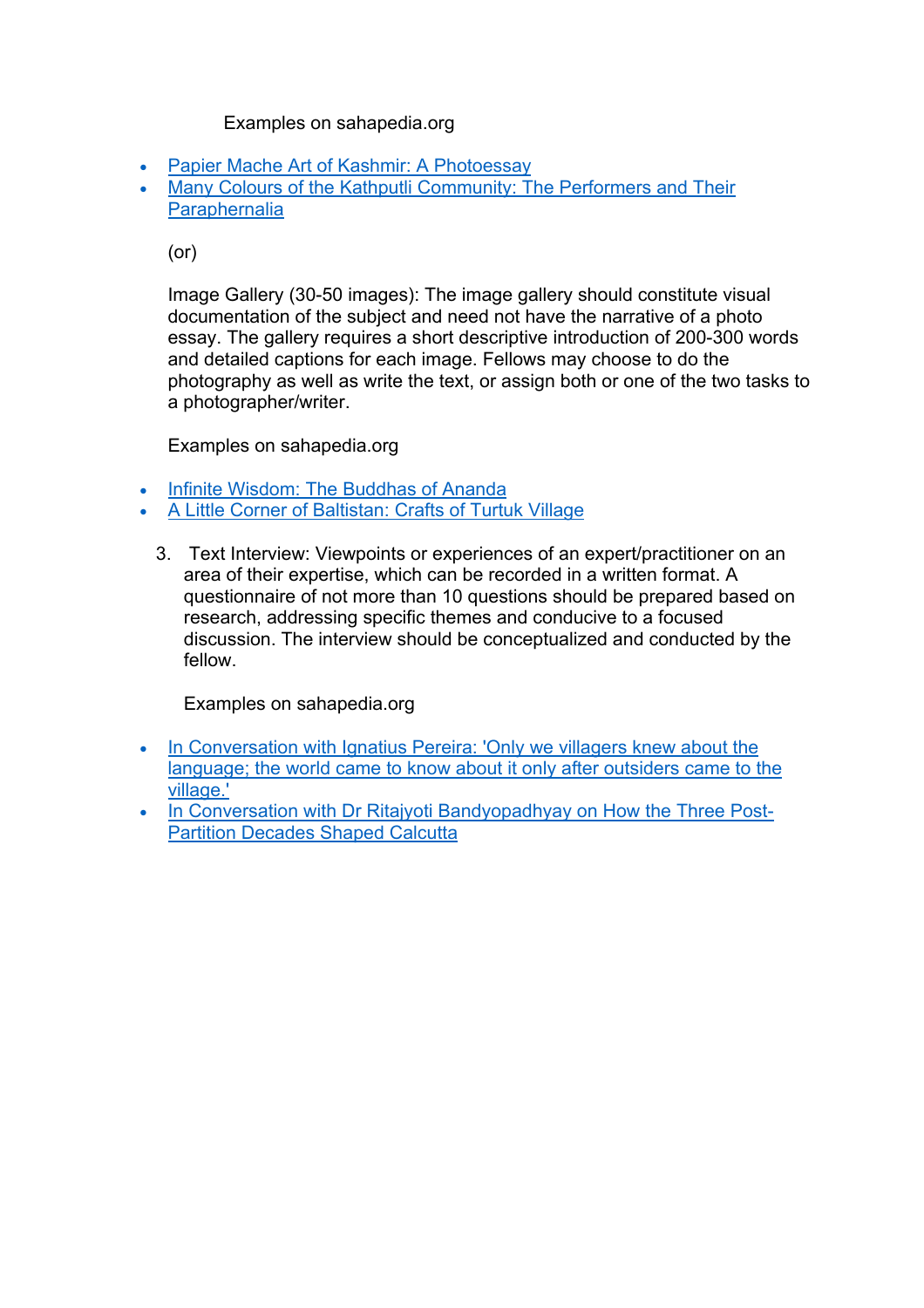Examples on sahapedia.org

- Papier Mache Art of Kashmir: A Photoessay
- Many Colours of the Kathputli Community: The Performers and Their Paraphernalia

(or)

Image Gallery (30-50 images): The image gallery should constitute visual documentation of the subject and need not have the narrative of a photo essay. The gallery requires a short descriptive introduction of 200-300 words and detailed captions for each image. Fellows may choose to do the photography as well as write the text, or assign both or one of the two tasks to a photographer/writer.

Examples on sahapedia.org

- Infinite Wisdom: The Buddhas of Ananda
- A Little Corner of Baltistan: Crafts of Turtuk Village

3. Text Interview: Viewpoints or experiences of an expert/practitioner on an area of their expertise, which can be recorded in a written format. A questionnaire of not more than 10 questions should be prepared based on research, addressing specific themes and conducive to a focused discussion. The interview should be conceptualized and conducted by the fellow.

   Examples on sahapedia.org

- In Conversation with Ignatius Pereira: 'Only we villagers knew about the language; the world came to know about it only after outsiders came to the village.'
- In Conversation with Dr Ritajyoti Bandyopadhyay on How the Three Post-Partition Decades Shaped Calcutta